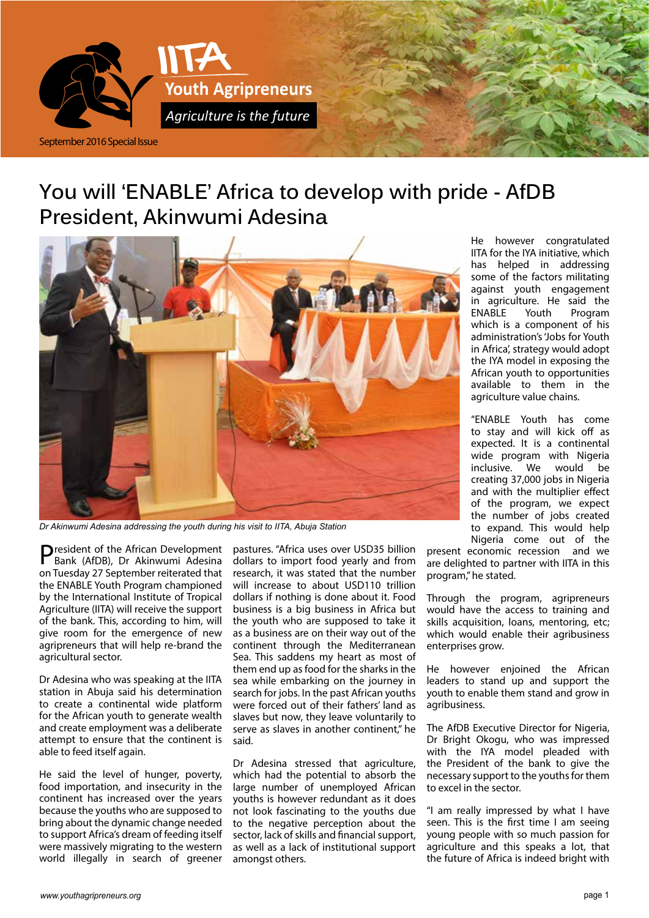IITA

Youth Agripreneurs

*Agriculture is the future*

September 2016 Special Issue

# You will 'ENABLE' Africa to develop with pride - AfDB President, Akinwumi Adesina

*Dr Akinwumi Adesina addressing the youth during his visit to IITA, Abuja Station*

President of the African Development Bank (AfDB), Dr Akinwumi Adesina on Tuesday 27 September reiterated that the ENABLE Youth Program championed by the International Institute of Tropical Agriculture (IITA) will receive the support of the bank. This, according to him, will give room for the emergence of new agripreneurs that will help re-brand the agricultural sector.

Dr Adesina who was speaking at the IITA station in Abuja said his determination to create a continental wide platform for the African youth to generate wealth and create employment was a deliberate attempt to ensure that the continent is able to feed itself again.

He said the level of hunger, poverty, food importation, and insecurity in the continent has increased over the years because the youths who are supposed to bring about the dynamic change needed to support Africa's dream of feeding itself were massively migrating to the western world illegally in search of greener pastures. "Africa uses over USD35 billion dollars to import food yearly and from research, it was stated that the number will increase to about USD110 trillion dollars if nothing is done about it. Food business is a big business in Africa but the youth who are supposed to take it as a business are on their way out of the continent through the Mediterranean Sea. This saddens my heart as most of them end up as food for the sharks in the sea while embarking on the journey in search for jobs. In the past African youths were forced out of their fathers' land as slaves but now, they leave voluntarily to serve as slaves in another continent," he said.

Dr Adesina stressed that agriculture, which had the potential to absorb the large number of unemployed African youths is however redundant as it does not look fascinating to the youths due to the negative perception about the sector, lack of skills and financial support, as well as a lack of institutional support amongst others.

He however congratulated IITA for the IYA initiative, which has helped in addressing some of the factors militating against youth engagement in agriculture. He said the ENABLE Youth Program which is a component of his administration's 'Jobs for Youth in Africa', strategy would adopt the IYA model in exposing the African youth to opportunities available to them in the agriculture value chains.

"ENABLE Youth has come to stay and will kick off as expected. It is a continental wide program with Nigeria inclusive. We would be creating 37,000 jobs in Nigeria and with the multiplier effect of the program, we expect the number of jobs created to expand. This would help Nigeria come out of the present economic recession and we are delighted to partner with IITA in this program," he stated.

Through the program, agripreneurs would have the access to training and skills acquisition, loans, mentoring, etc; which would enable their agribusiness enterprises grow.

He however enjoined the African leaders to stand up and support the youth to enable them stand and grow in agribusiness.

The AfDB Executive Director for Nigeria, Dr Bright Okogu, who was impressed with the IYA model pleaded with the President of the bank to give the necessary support to the youths for them to excel in the sector.

"I am really impressed by what I have seen. This is the first time I am seeing young people with so much passion for agriculture and this speaks a lot, that the future of Africa is indeed bright with

www.youthagripreneurs.org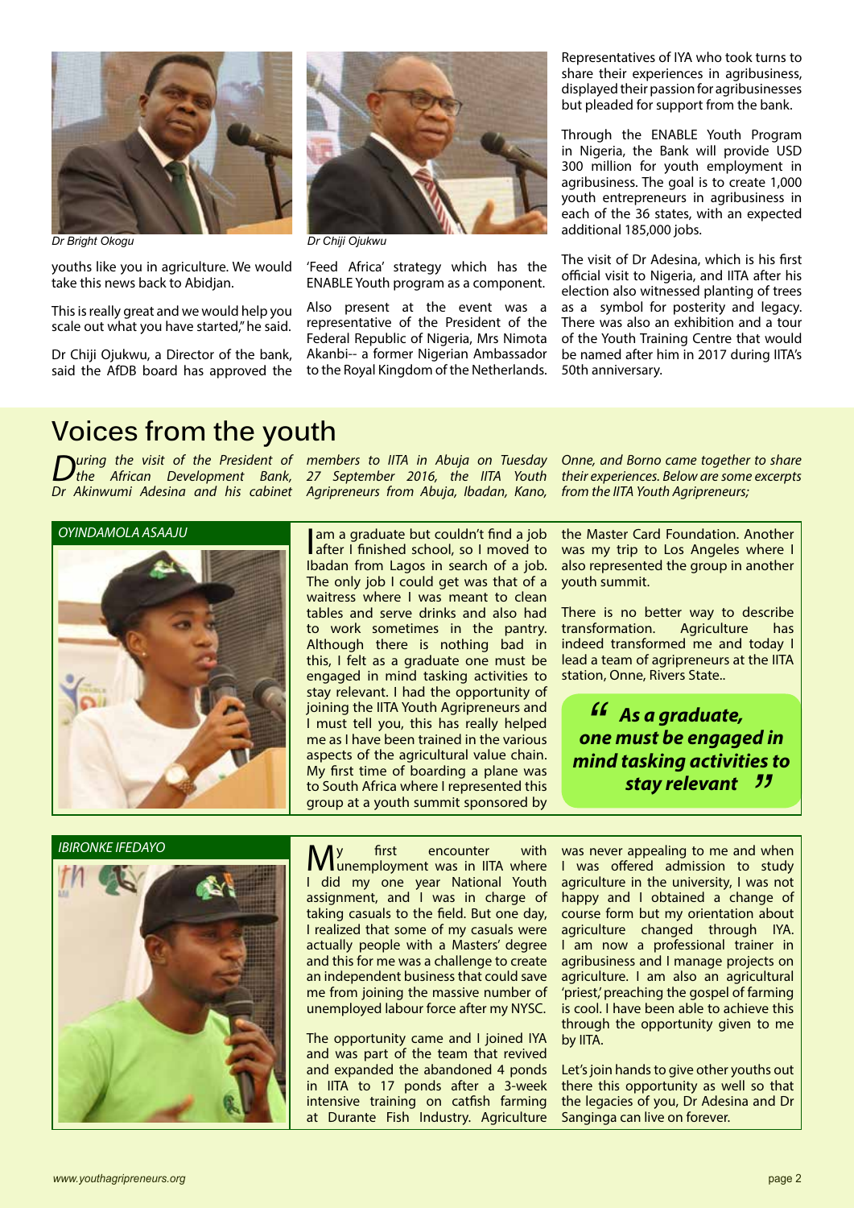Dr Bright Okogu

youths like you in agriculture. We would take this news back to Abidjan.

This is really great and we would help you scale out what you have started," he said.

Dr Chiji Ojukwu, a Director of the bank, said the AfDB board has approved the 'Feed Africa' strategy which has the ENABLE Youth program as a component.

Dr Chiji Ojukwu

Also present at the event was a representative of the President of the Federal Republic of Nigeria, Mrs Nimota Akanbi-- a former Nigerian Ambassador to the Royal Kingdom of the Netherlands.

Representatives of IYA who took turns to share their experiences in agribusiness, displayed their passion for agribusinesses but pleaded for support from the bank.

Through the ENABLE Youth Program in Nigeria, the Bank will provide USD 300 million for youth employment in agribusiness. The goal is to create 1,000 youth entrepreneurs in agribusiness in each of the 36 states, with an expected additional 185,000 jobs.

The visit of Dr Adesina, which is his first official visit to Nigeria, and IITA after his election also witnessed planting of trees as a symbol for posterity and legacy. There was also an exhibition and a tour of the Youth Training Centre that would be named after him in 2017 during IITA's 50th anniversary.

# Voices from the youth

*During the visit of the President of the African Development Bank, Dr Akinwumi Adesina and his cabinet members to IITA in Abuja on Tuesday 27 September 2016, the IITA Youth Agripreneurs from Abuja, Ibadan, Kano, Onne, and Borno came together to share their experiences. Below are some excerpts from the IITA Youth Agripreneurs;*

## OYINDAMOLA ASAAJU

I am a graduate but couldn't find a job after I finished school, so I moved to Ibadan from Lagos in search of a job. The only job I could get was that of a waitress where I was meant to clean tables and serve drinks and also had to work sometimes in the pantry. Although there is nothing bad in this, I felt as a graduate one must be engaged in mind tasking activities to stay relevant. I had the opportunity of joining the IITA Youth Agripreneurs and I must tell you, this has really helped me as I have been trained in the various aspects of the agricultural value chain. My first time of boarding a plane was to South Africa where I represented this group at a youth summit sponsored by the Master Card Foundation. Another was my trip to Los Angeles where I also represented the group in another youth summit.

There is no better way to describe transformation. Agriculture has indeed transformed me and today I lead a team of agripreneurs at the IITA station, Onne, Rivers State..

> ***"As a graduate, one must be engaged in mind tasking activities to stay relevant"***

## IBIRONKE IFEDAYO

My first encounter with unemployment was in IITA where I did my one year National Youth assignment, and I was in charge of taking casuals to the field. But one day, I realized that some of my casuals were actually people with a Masters' degree and this for me was a challenge to create an independent business that could save me from joining the massive number of unemployed labour force after my NYSC.

The opportunity came and I joined IYA and was part of the team that revived and expanded the abandoned 4 ponds in IITA to 17 ponds after a 3-week intensive training on catfish farming at Durante Fish Industry. Agriculture was never appealing to me and when I was offered admission to study agriculture in the university, I was not happy and I obtained a change of course form but my orientation about agriculture changed through IYA. I am now a professional trainer in agribusiness and I manage projects on agriculture. I am also an agricultural 'priest,' preaching the gospel of farming is cool. I have been able to achieve this through the opportunity given to me by IITA.

Let's join hands to give other youths out there this opportunity as well so that the legacies of you, Dr Adesina and Dr Sanginga can live on forever.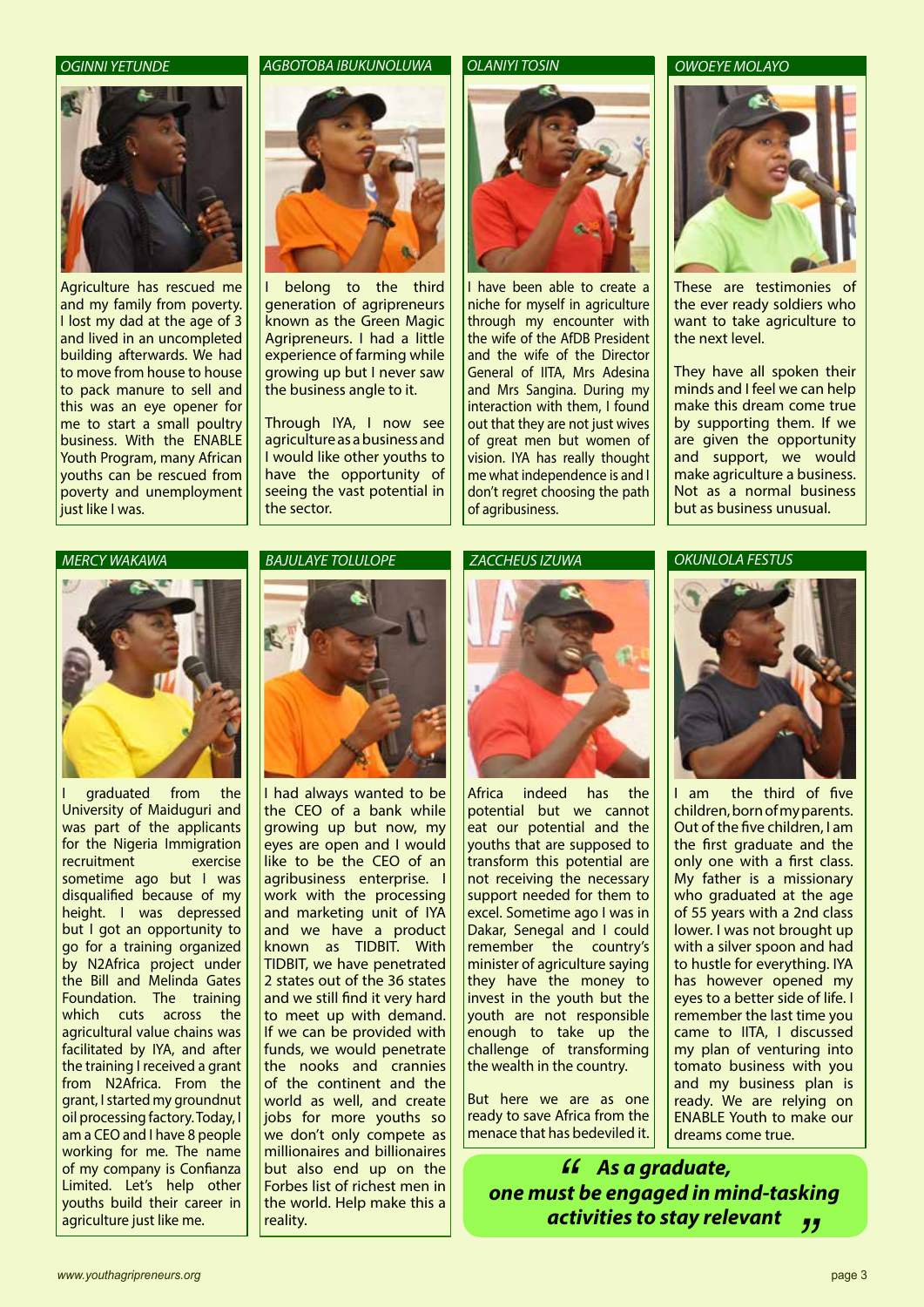### OGINNI YETUNDE

Agriculture has rescued me and my family from poverty. I lost my dad at the age of 3 and lived in an uncompleted building afterwards. We had to move from house to house to pack manure to sell and this was an eye opener for me to start a small poultry business. With the ENABLE Youth Program, many African youths can be rescued from poverty and unemployment just like I was.

### AGBOTOBA IBUKUNOLUWA

I belong to the third generation of agripreneurs known as the Green Magic Agripreneurs. I had a little experience of farming while growing up but I never saw the business angle to it.

Through IYA, I now see agriculture as a business and I would like other youths to have the opportunity of seeing the vast potential in the sector.

### OLANIYI TOSIN

I have been able to create a niche for myself in agriculture through my encounter with the wife of the AfDB President and the wife of the Director General of IITA, Mrs Adesina and Mrs Sangina. During my interaction with them, I found out that they are not just wives of great men but women of vision. IYA has really thought me what independence is and I don't regret choosing the path of agribusiness.

### OWOEYE MOLAYO

These are testimonies of the ever ready soldiers who want to take agriculture to the next level.

They have all spoken their minds and I feel we can help make this dream come true by supporting them. If we are given the opportunity and support, we would make agriculture a business. Not as a normal business but as business unusual.

### MERCY WAKAWA

I graduated from the University of Maiduguri and was part of the applicants for the Nigeria Immigration recruitment exercise sometime ago but I was disqualified because of my height. I was depressed but I got an opportunity to go for a training organized by N2Africa project under the Bill and Melinda Gates Foundation. The training which cuts across the agricultural value chains was facilitated by IYA, and after the training I received a grant from N2Africa. From the grant, I started my groundnut oil processing factory. Today, I am a CEO and I have 8 people working for me. The name of my company is Confianza Limited. Let's help other youths build their career in agriculture just like me.

### BAJULAYE TOLULOPE

I had always wanted to be the CEO of a bank while growing up but now, my eyes are open and I would like to be the CEO of an agribusiness enterprise. I work with the processing and marketing unit of IYA and we have a product known as TIDBIT. With TIDBIT, we have penetrated 2 states out of the 36 states and we still find it very hard to meet up with demand. If we can be provided with funds, we would penetrate the nooks and crannies of the continent and the world as well, and create jobs for more youths so we don't only compete as millionaires and billionaires but also end up on the Forbes list of richest men in the world. Help make this a reality.

### ZACCHEUS IZUWA

Africa indeed has the potential but we cannot eat our potential and the youths that are supposed to transform this potential are not receiving the necessary support needed for them to excel. Sometime ago I was in Dakar, Senegal and I could remember the country's minister of agriculture saying they have the money to invest in the youth but the youth are not responsible enough to take up the challenge of transforming the wealth in the country.

But here we are as one ready to save Africa from the menace that has bedeviled it.

### OKUNLOLA FESTUS

I am the third of five children, born of my parents. Out of the five children, I am the first graduate and the only one with a first class. My father is a missionary who graduated at the age of 55 years with a 2nd class lower. I was not brought up with a silver spoon and had to hustle for everything. IYA has however opened my eyes to a better side of life. I remember the last time you came to IITA, I discussed my plan of venturing into tomato business with you and my business plan is ready. We are relying on ENABLE Youth to make our dreams come true.

> ***"As a graduate, one must be engaged in mind-tasking activities to stay relevant"***

www.youthagripreneurs.org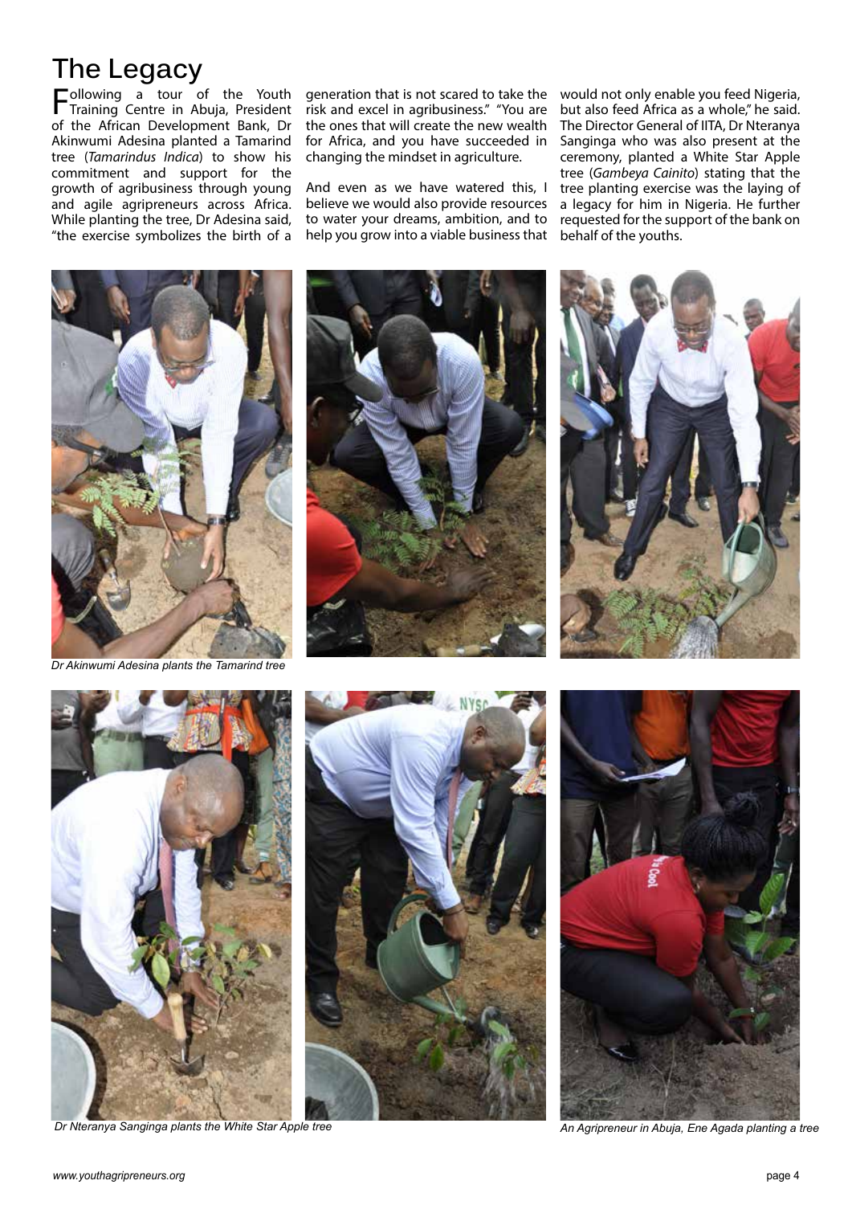# The Legacy

Following a tour of the Youth Training Centre in Abuja, President of the African Development Bank, Dr Akinwumi Adesina planted a Tamarind tree (*Tamarindus Indica*) to show his commitment and support for the growth of agribusiness through young and agile agripreneurs across Africa. While planting the tree, Dr Adesina said, "the exercise symbolizes the birth of a generation that is not scared to take the risk and excel in agribusiness." "You are the ones that will create the new wealth for Africa, and you have succeeded in changing the mindset in agriculture.

And even as we have watered this, I believe we would also provide resources to water your dreams, ambition, and to help you grow into a viable business that would not only enable you feed Nigeria, but also feed Africa as a whole," he said. The Director General of IITA, Dr Nteranya Sanginga who was also present at the ceremony, planted a White Star Apple tree (*Gambeya Cainito*) stating that the tree planting exercise was the laying of a legacy for him in Nigeria. He further requested for the support of the bank on behalf of the youths.

*Dr Akinwumi Adesina plants the Tamarind tree*

*Dr Nteranya Sanginga plants the White Star Apple tree*

*An Agripreneur in Abuja, Ene Agada planting a tree*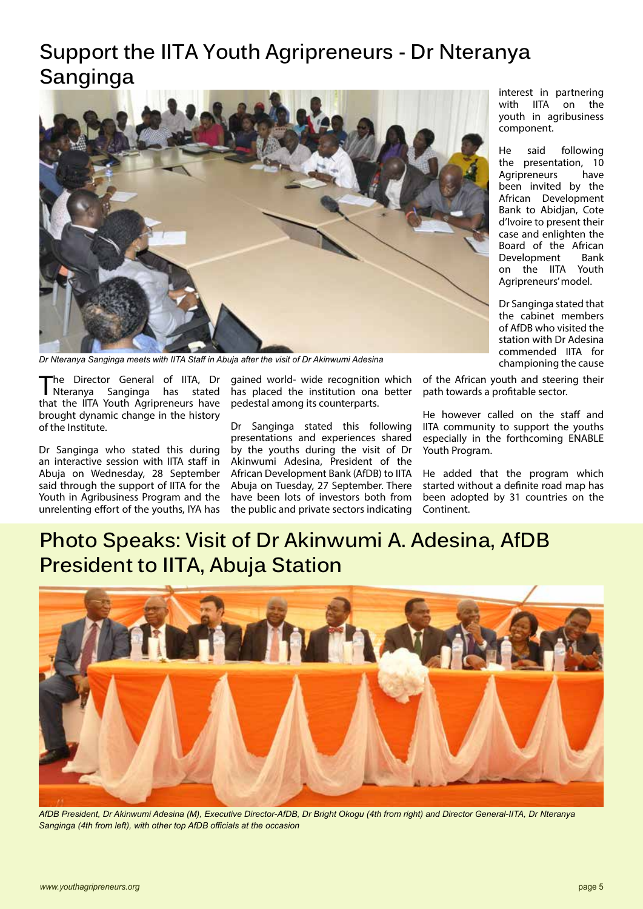# Support the IITA Youth Agripreneurs - Dr Nteranya Sanginga

*Dr Nteranya Sanginga meets with IITA Staff in Abuja after the visit of Dr Akinwumi Adesina*

The Director General of IITA, Dr Nteranya Sanginga has stated that the IITA Youth Agripreneurs have brought dynamic change in the history of the Institute.

Dr Sanginga who stated this during an interactive session with IITA staff in Abuja on Wednesday, 28 September said through the support of IITA for the Youth in Agribusiness Program and the unrelenting effort of the youths, IYA has gained world- wide recognition which has placed the institution ona better pedestal among its counterparts.

Dr Sanginga stated this following presentations and experiences shared by the youths during the visit of Dr Akinwumi Adesina, President of the African Development Bank (AfDB) to IITA Abuja on Tuesday, 27 September. There have been lots of investors both from the public and private sectors indicating interest in partnering with IITA on the youth in agribusiness component.

He said following the presentation, 10 Agripreneurs have been invited by the African Development Bank to Abidjan, Cote d'Ivoire to present their case and enlighten the Board of the African Development Bank on the IITA Youth Agripreneurs' model.

Dr Sanginga stated that the cabinet members of AfDB who visited the station with Dr Adesina commended IITA for championing the cause of the African youth and steering their path towards a profitable sector.

He however called on the staff and IITA community to support the youths especially in the forthcoming ENABLE Youth Program.

He added that the program which started without a definite road map has been adopted by 31 countries on the Continent.

# Photo Speaks: Visit of Dr Akinwumi A. Adesina, AfDB President to IITA, Abuja Station

*AfDB President, Dr Akinwumi Adesina (M), Executive Director-AfDB, Dr Bright Okogu (4th from right) and Director General-IITA, Dr Nteranya Sanginga (4th from left), with other top AfDB officials at the occasion*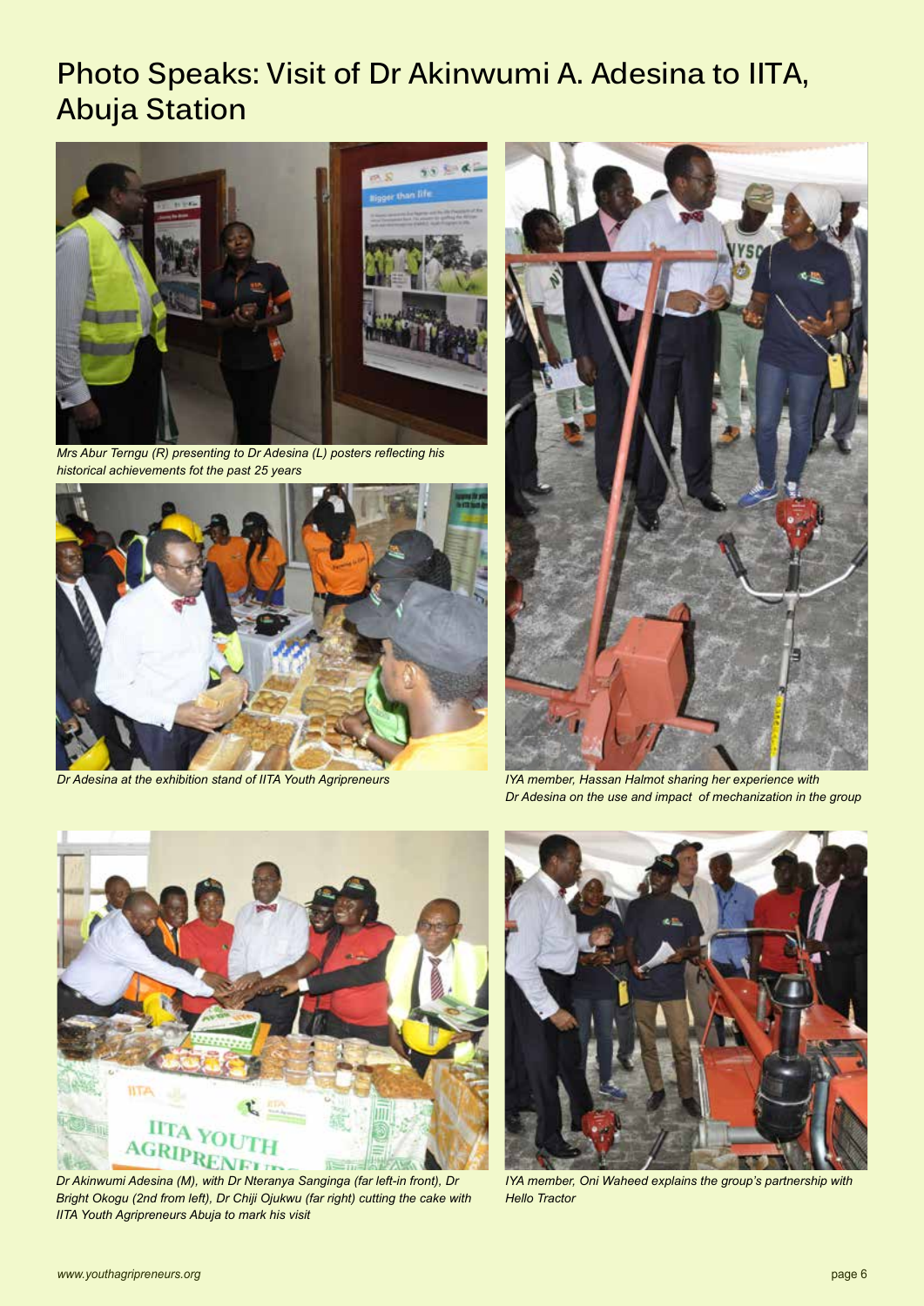# Photo Speaks: Visit of Dr Akinwumi A. Adesina to IITA, Abuja Station

*Mrs Abur Terngu (R) presenting to Dr Adesina (L) posters reflecting his historical achievements fot the past 25 years*

*Dr Adesina at the exhibition stand of IITA Youth Agripreneurs*

*IYA member, Hassan Halmot sharing her experience with Dr Adesina on the use and impact of mechanization in the group*

*Dr Akinwumi Adesina (M), with Dr Nteranya Sanginga (far left-in front), Dr Bright Okogu (2nd from left), Dr Chiji Ojukwu (far right) cutting the cake with IITA Youth Agripreneurs Abuja to mark his visit*

*IYA member, Oni Waheed explains the group's partnership with Hello Tractor*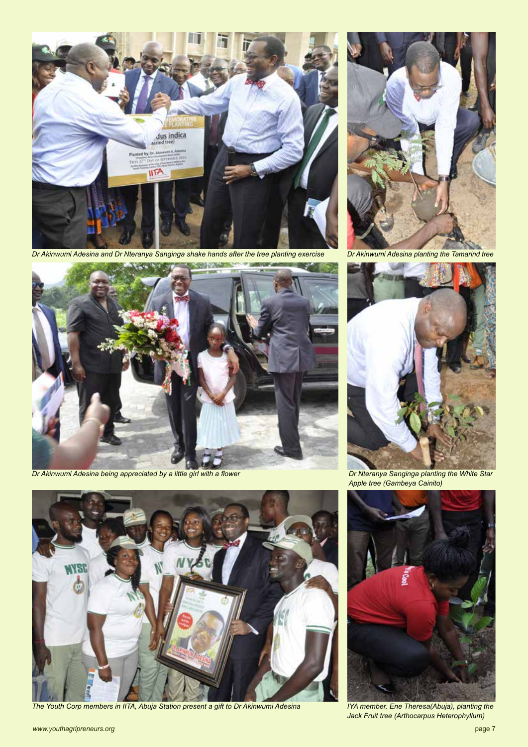Dr Akinwumi Adesina and Dr Nteranya Sanginga shake hands after the tree planting exercise

Dr Akinwumi Adesina planting the Tamarind tree

Dr Akinwumi Adesina being appreciated by a little girl with a flower

Dr Nteranya Sanginga planting the White Star Apple tree (Gambeya Cainito)

The Youth Corp members in IITA, Abuja Station present a gift to Dr Akinwumi Adesina

IYA member, Ene Theresa(Abuja), planting the Jack Fruit tree (Arthocarpus Heterophyllum)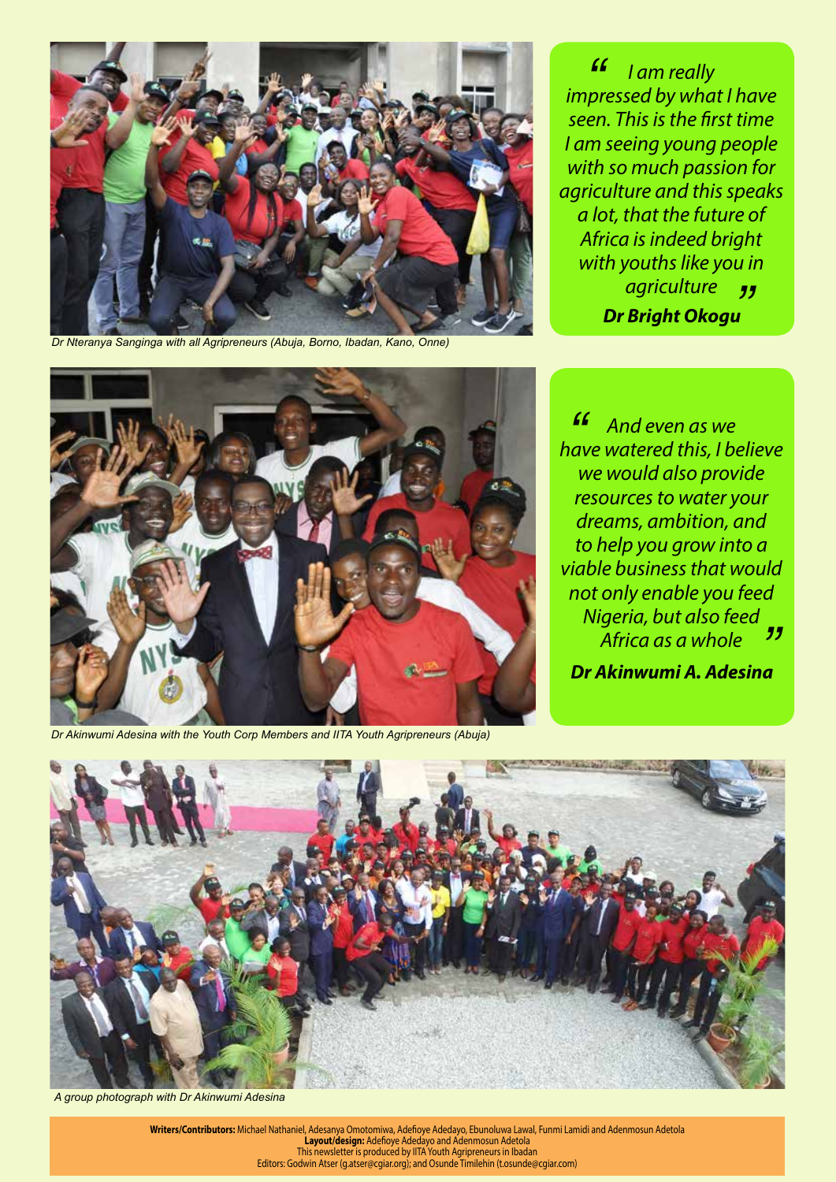Dr Nteranya Sanginga with all Agripreneurs (Abuja, Borno, Ibadan, Kano, Onne)

> *" I am really impressed by what I have seen. This is the first time I am seeing young people with so much passion for agriculture and this speaks a lot, that the future of Africa is indeed bright with youths like you in agriculture "*
>
> ***Dr Bright Okogu***

Dr Akinwumi Adesina with the Youth Corp Members and IITA Youth Agripreneurs (Abuja)

> *" And even as we have watered this, I believe we would also provide resources to water your dreams, ambition, and to help you grow into a viable business that would not only enable you feed Nigeria, but also feed Africa as a whole "*
>
> ***Dr Akinwumi A. Adesina***

A group photograph with Dr Akinwumi Adesina

**Writers/Contributors:** Michael Nathaniel, Adesanya Omotomiwa, Adefioye Adedayo, Ebunoluwa Lawal, Funmi Lamidi and Adenmosun Adetola
**Layout/design:** Adefioye Adedayo and Adenmosun Adetola
This newsletter is produced by IITA Youth Agripreneurs in Ibadan
Editors: Godwin Atser (g.atser@cgiar.org); and Osunde Timilehin (t.osunde@cgiar.com)